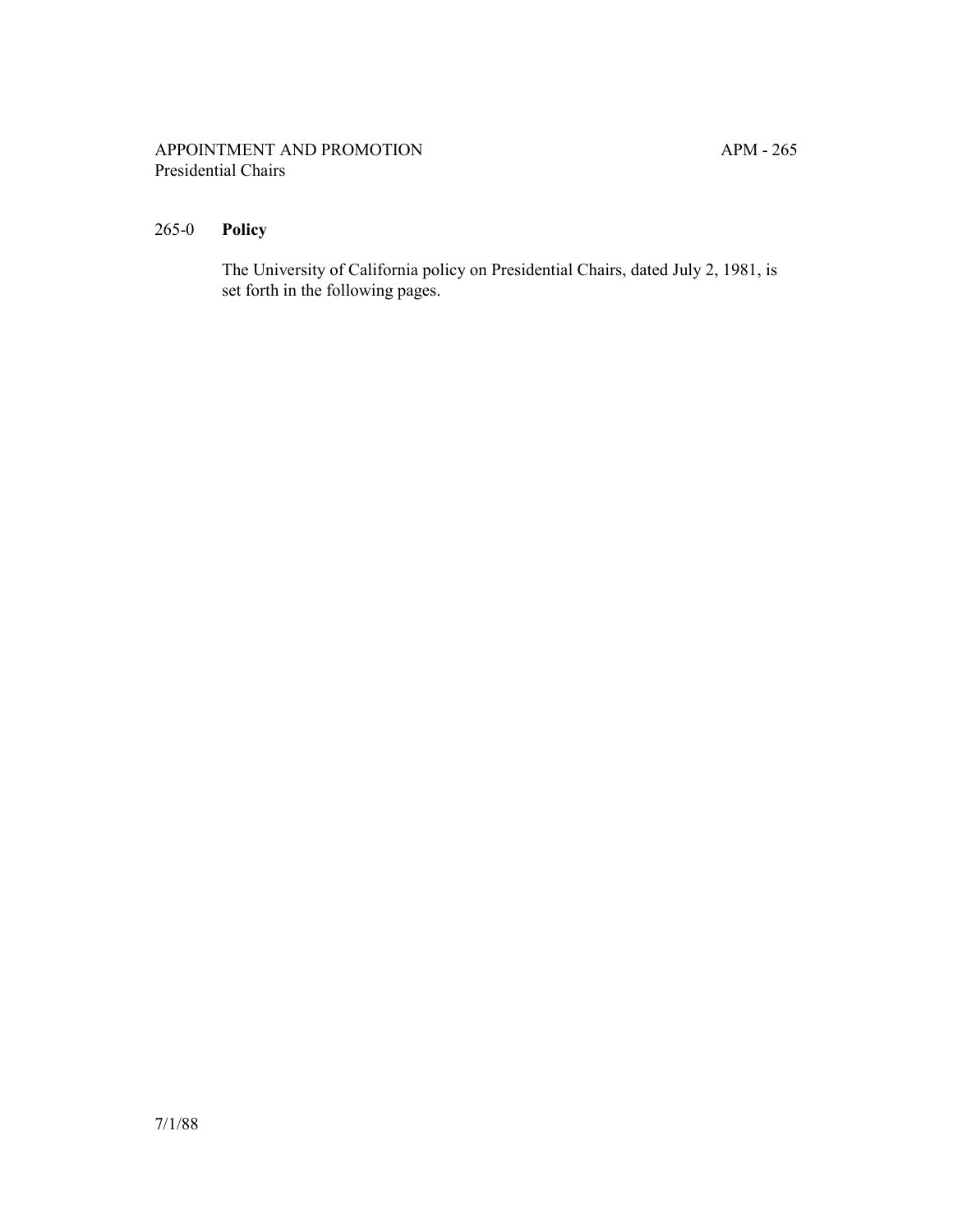APPOINTMENT AND PROMOTION APM - 265
Presidential Chairs

## 265-0 **Policy**

The University of California policy on Presidential Chairs, dated July 2, 1981, is set forth in the following pages.

7/1/88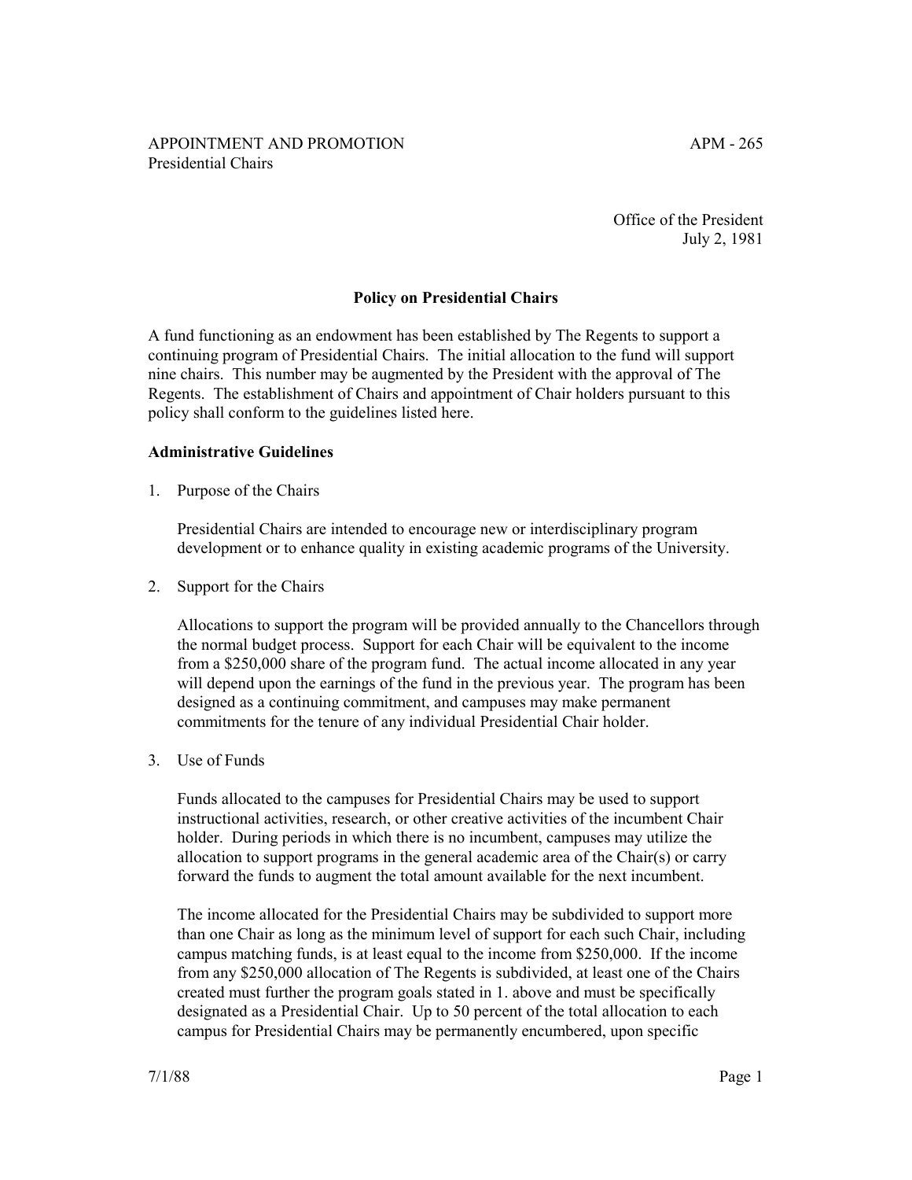APPOINTMENT AND PROMOTION APM - 265
Presidential Chairs

Office of the President
July 2, 1981

**Policy on Presidential Chairs**

A fund functioning as an endowment has been established by The Regents to support a continuing program of Presidential Chairs. The initial allocation to the fund will support nine chairs. This number may be augmented by the President with the approval of The Regents. The establishment of Chairs and appointment of Chair holders pursuant to this policy shall conform to the guidelines listed here.

**Administrative Guidelines**

1. Purpose of the Chairs

   Presidential Chairs are intended to encourage new or interdisciplinary program development or to enhance quality in existing academic programs of the University.

2. Support for the Chairs

   Allocations to support the program will be provided annually to the Chancellors through the normal budget process. Support for each Chair will be equivalent to the income from a $250,000 share of the program fund. The actual income allocated in any year will depend upon the earnings of the fund in the previous year. The program has been designed as a continuing commitment, and campuses may make permanent commitments for the tenure of any individual Presidential Chair holder.

3. Use of Funds

   Funds allocated to the campuses for Presidential Chairs may be used to support instructional activities, research, or other creative activities of the incumbent Chair holder. During periods in which there is no incumbent, campuses may utilize the allocation to support programs in the general academic area of the Chair(s) or carry forward the funds to augment the total amount available for the next incumbent.

   The income allocated for the Presidential Chairs may be subdivided to support more than one Chair as long as the minimum level of support for each such Chair, including campus matching funds, is at least equal to the income from $250,000. If the income from any $250,000 allocation of The Regents is subdivided, at least one of the Chairs created must further the program goals stated in 1. above and must be specifically designated as a Presidential Chair. Up to 50 percent of the total allocation to each campus for Presidential Chairs may be permanently encumbered, upon specific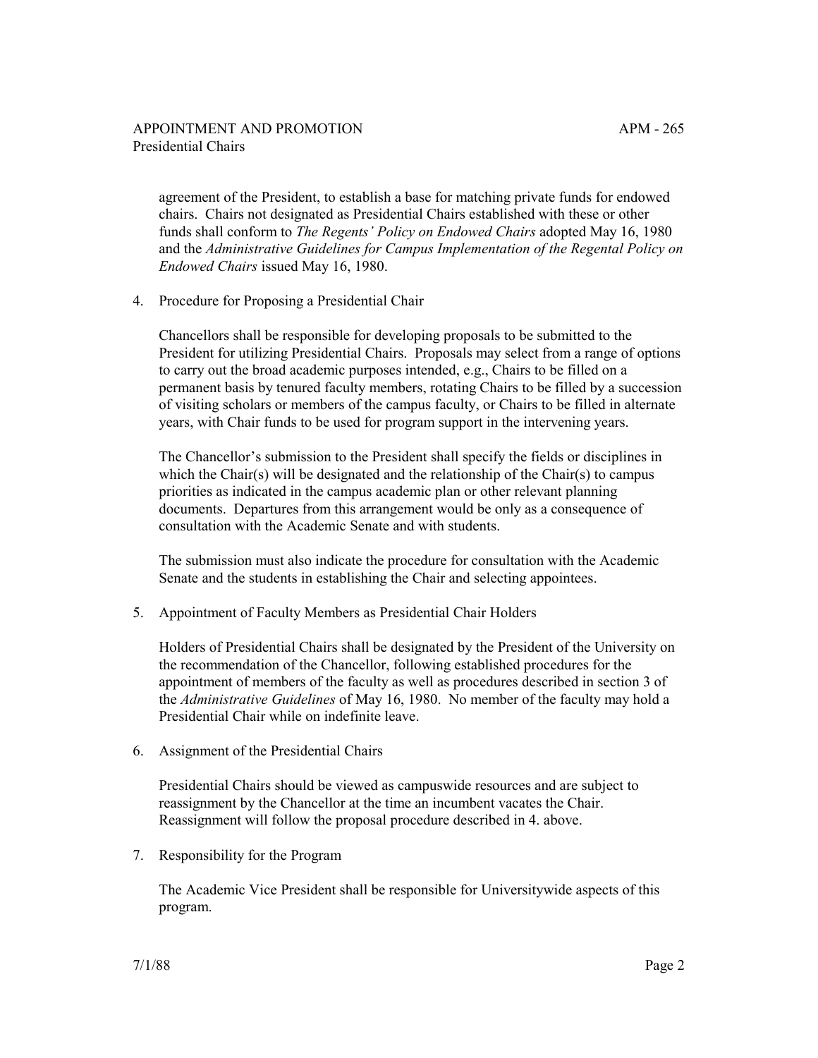agreement of the President, to establish a base for matching private funds for endowed chairs. Chairs not designated as Presidential Chairs established with these or other funds shall conform to *The Regents' Policy on Endowed Chairs* adopted May 16, 1980 and the *Administrative Guidelines for Campus Implementation of the Regental Policy on Endowed Chairs* issued May 16, 1980.

4. Procedure for Proposing a Presidential Chair

   Chancellors shall be responsible for developing proposals to be submitted to the President for utilizing Presidential Chairs. Proposals may select from a range of options to carry out the broad academic purposes intended, e.g., Chairs to be filled on a permanent basis by tenured faculty members, rotating Chairs to be filled by a succession of visiting scholars or members of the campus faculty, or Chairs to be filled in alternate years, with Chair funds to be used for program support in the intervening years.

   The Chancellor's submission to the President shall specify the fields or disciplines in which the Chair(s) will be designated and the relationship of the Chair(s) to campus priorities as indicated in the campus academic plan or other relevant planning documents. Departures from this arrangement would be only as a consequence of consultation with the Academic Senate and with students.

   The submission must also indicate the procedure for consultation with the Academic Senate and the students in establishing the Chair and selecting appointees.

5. Appointment of Faculty Members as Presidential Chair Holders

   Holders of Presidential Chairs shall be designated by the President of the University on the recommendation of the Chancellor, following established procedures for the appointment of members of the faculty as well as procedures described in section 3 of the *Administrative Guidelines* of May 16, 1980. No member of the faculty may hold a Presidential Chair while on indefinite leave.

6. Assignment of the Presidential Chairs

   Presidential Chairs should be viewed as campuswide resources and are subject to reassignment by the Chancellor at the time an incumbent vacates the Chair. Reassignment will follow the proposal procedure described in 4. above.

7. Responsibility for the Program

   The Academic Vice President shall be responsible for Universitywide aspects of this program.